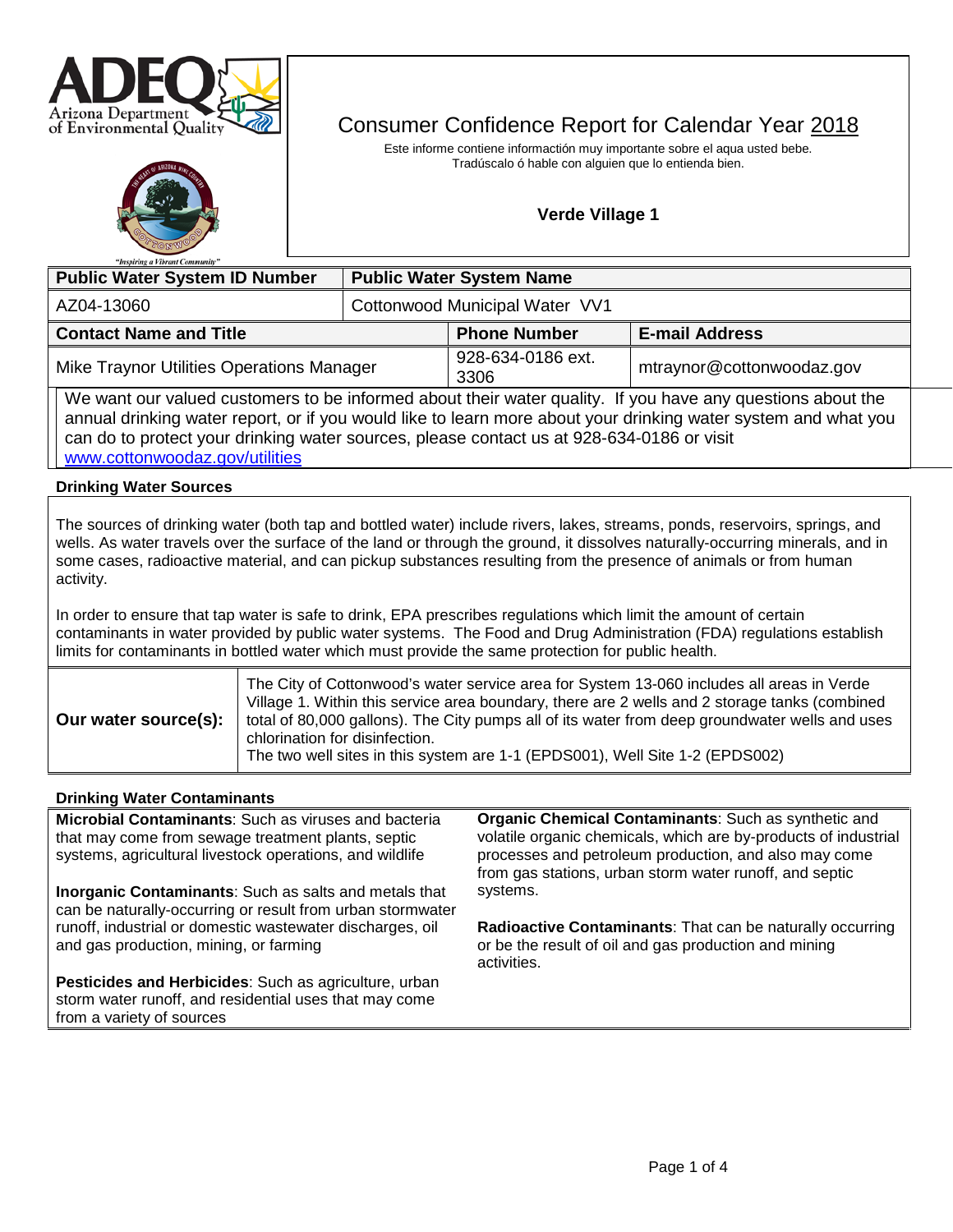# Consumer Confidence Report for Calendar Year 2018

Este informe contiene informactión muy importante sobre el aqua usted bebe. Tradúscalo ó hable con alguien que lo entienda bien.

**Verde Village 1**

| Public Water System ID Number | Public Water System Name |
|---|---|
| AZ04-13060 | Cottonwood Municipal Water VV1 |

| Contact Name and Title | Phone Number | E-mail Address |
|---|---|---|
| Mike Traynor Utilities Operations Manager | 928-634-0186 ext. 3306 | mtraynor@cottonwoodaz.gov |

We want our valued customers to be informed about their water quality. If you have any questions about the annual drinking water report, or if you would like to learn more about your drinking water system and what you can do to protect your drinking water sources, please contact us at 928-634-0186 or visit www.cottonwoodaz.gov/utilities

## Drinking Water Sources

The sources of drinking water (both tap and bottled water) include rivers, lakes, streams, ponds, reservoirs, springs, and wells. As water travels over the surface of the land or through the ground, it dissolves naturally-occurring minerals, and in some cases, radioactive material, and can pickup substances resulting from the presence of animals or from human activity.

In order to ensure that tap water is safe to drink, EPA prescribes regulations which limit the amount of certain contaminants in water provided by public water systems. The Food and Drug Administration (FDA) regulations establish limits for contaminants in bottled water which must provide the same protection for public health.

| **Our water source(s):** | The City of Cottonwood's water service area for System 13-060 includes all areas in Verde Village 1. Within this service area boundary, there are 2 wells and 2 storage tanks (combined total of 80,000 gallons). The City pumps all of its water from deep groundwater wells and uses chlorination for disinfection.<br>The two well sites in this system are 1-1 (EPDS001), Well Site 1-2 (EPDS002) |
|---|---|

## Drinking Water Contaminants

**Microbial Contaminants**: Such as viruses and bacteria that may come from sewage treatment plants, septic systems, agricultural livestock operations, and wildlife

**Inorganic Contaminants**: Such as salts and metals that can be naturally-occurring or result from urban stormwater runoff, industrial or domestic wastewater discharges, oil and gas production, mining, or farming

**Pesticides and Herbicides**: Such as agriculture, urban storm water runoff, and residential uses that may come from a variety of sources

**Organic Chemical Contaminants**: Such as synthetic and volatile organic chemicals, which are by-products of industrial processes and petroleum production, and also may come from gas stations, urban storm water runoff, and septic systems.

**Radioactive Contaminants**: That can be naturally occurring or be the result of oil and gas production and mining activities.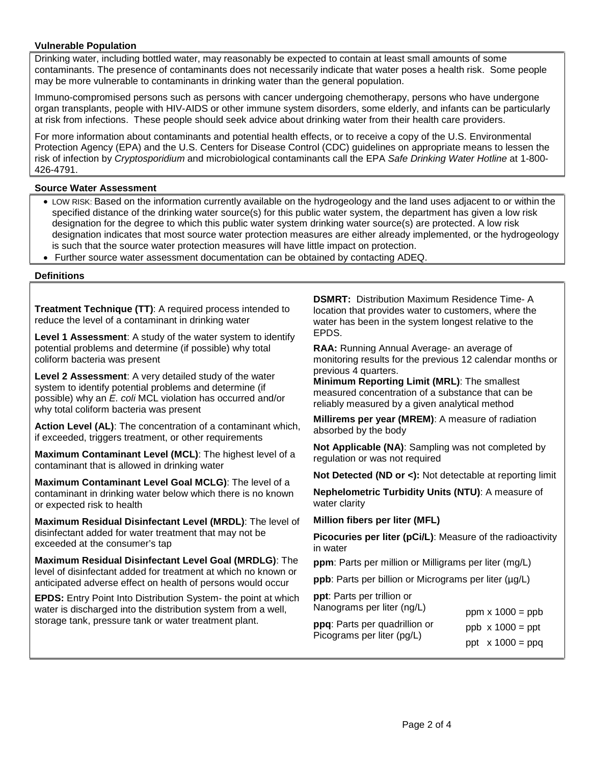## Vulnerable Population

Drinking water, including bottled water, may reasonably be expected to contain at least small amounts of some contaminants. The presence of contaminants does not necessarily indicate that water poses a health risk. Some people may be more vulnerable to contaminants in drinking water than the general population.

Immuno-compromised persons such as persons with cancer undergoing chemotherapy, persons who have undergone organ transplants, people with HIV-AIDS or other immune system disorders, some elderly, and infants can be particularly at risk from infections. These people should seek advice about drinking water from their health care providers.

For more information about contaminants and potential health effects, or to receive a copy of the U.S. Environmental Protection Agency (EPA) and the U.S. Centers for Disease Control (CDC) guidelines on appropriate means to lessen the risk of infection by *Cryptosporidium* and microbiological contaminants call the EPA *Safe Drinking Water Hotline* at 1-800-426-4791.

## Source Water Assessment

- LOW RISK: Based on the information currently available on the hydrogeology and the land uses adjacent to or within the specified distance of the drinking water source(s) for this public water system, the department has given a low risk designation for the degree to which this public water system drinking water source(s) are protected. A low risk designation indicates that most source water protection measures are either already implemented, or the hydrogeology is such that the source water protection measures will have little impact on protection.
- Further source water assessment documentation can be obtained by contacting ADEQ.

## Definitions

**Treatment Technique (TT)**: A required process intended to reduce the level of a contaminant in drinking water

**Level 1 Assessment**: A study of the water system to identify potential problems and determine (if possible) why total coliform bacteria was present

**Level 2 Assessment**: A very detailed study of the water system to identify potential problems and determine (if possible) why an *E. coli* MCL violation has occurred and/or why total coliform bacteria was present

**Action Level (AL)**: The concentration of a contaminant which, if exceeded, triggers treatment, or other requirements

**Maximum Contaminant Level (MCL)**: The highest level of a contaminant that is allowed in drinking water

**Maximum Contaminant Level Goal MCLG)**: The level of a contaminant in drinking water below which there is no known or expected risk to health

**Maximum Residual Disinfectant Level (MRDL)**: The level of disinfectant added for water treatment that may not be exceeded at the consumer's tap

**Maximum Residual Disinfectant Level Goal (MRDLG)**: The level of disinfectant added for treatment at which no known or anticipated adverse effect on health of persons would occur

**EPDS:** Entry Point Into Distribution System- the point at which water is discharged into the distribution system from a well, storage tank, pressure tank or water treatment plant.

**DSMRT:** Distribution Maximum Residence Time- A location that provides water to customers, where the water has been in the system longest relative to the EPDS.

**RAA:** Running Annual Average- an average of monitoring results for the previous 12 calendar months or previous 4 quarters.

**Minimum Reporting Limit (MRL)**: The smallest measured concentration of a substance that can be reliably measured by a given analytical method

**Millirems per year (MREM)**: A measure of radiation absorbed by the body

**Not Applicable (NA)**: Sampling was not completed by regulation or was not required

**Not Detected (ND or <):** Not detectable at reporting limit

**Nephelometric Turbidity Units (NTU)**: A measure of water clarity

**Million fibers per liter (MFL)**

**Picocuries per liter (pCi/L)**: Measure of the radioactivity in water

**ppm**: Parts per million or Milligrams per liter (mg/L)

**ppb**: Parts per billion or Micrograms per liter (µg/L)

**ppt**: Parts per trillion or Nanograms per liter (ng/L)

**ppq**: Parts per quadrillion or Picograms per liter (pg/L)

ppm x 1000 = ppb

ppb x 1000 = ppt

ppt x 1000 = ppq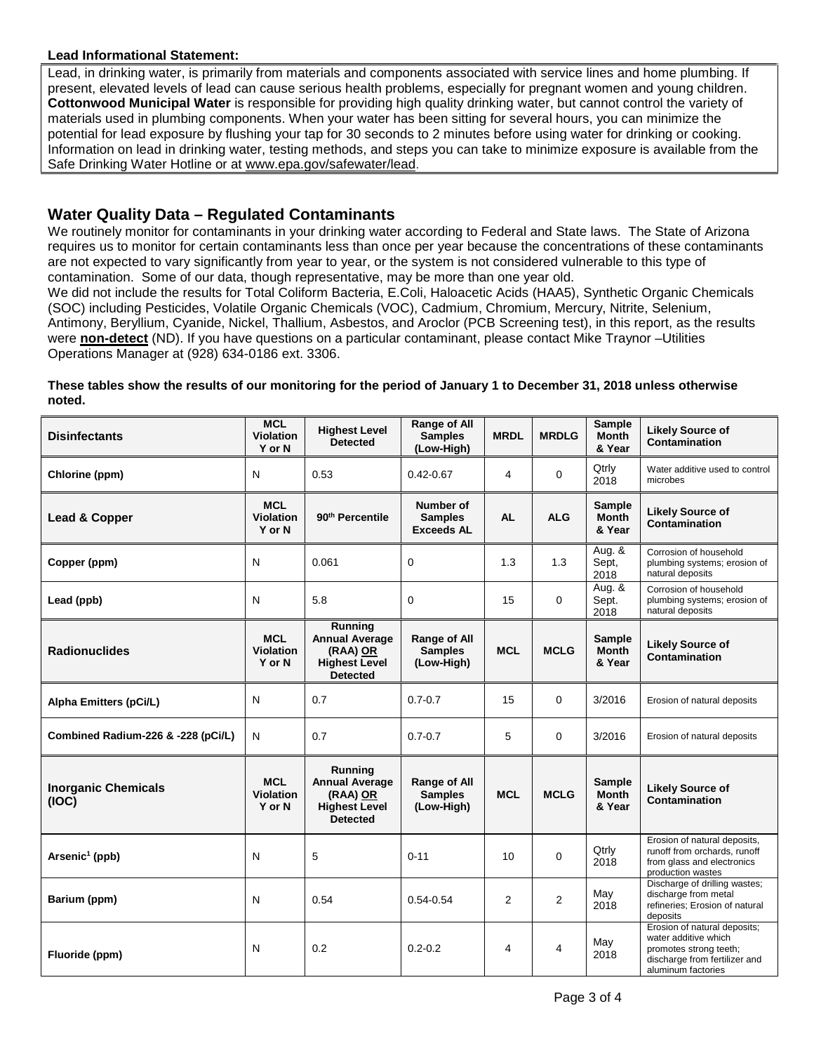**Lead Informational Statement:**

Lead, in drinking water, is primarily from materials and components associated with service lines and home plumbing. If present, elevated levels of lead can cause serious health problems, especially for pregnant women and young children. **Cottonwood Municipal Water** is responsible for providing high quality drinking water, but cannot control the variety of materials used in plumbing components. When your water has been sitting for several hours, you can minimize the potential for lead exposure by flushing your tap for 30 seconds to 2 minutes before using water for drinking or cooking. Information on lead in drinking water, testing methods, and steps you can take to minimize exposure is available from the Safe Drinking Water Hotline or at www.epa.gov/safewater/lead.

## Water Quality Data – Regulated Contaminants

We routinely monitor for contaminants in your drinking water according to Federal and State laws. The State of Arizona requires us to monitor for certain contaminants less than once per year because the concentrations of these contaminants are not expected to vary significantly from year to year, or the system is not considered vulnerable to this type of contamination. Some of our data, though representative, may be more than one year old.

We did not include the results for Total Coliform Bacteria, E.Coli, Haloacetic Acids (HAA5), Synthetic Organic Chemicals (SOC) including Pesticides, Volatile Organic Chemicals (VOC), Cadmium, Chromium, Mercury, Nitrite, Selenium, Antimony, Beryllium, Cyanide, Nickel, Thallium, Asbestos, and Aroclor (PCB Screening test), in this report, as the results were **non-detect** (ND). If you have questions on a particular contaminant, please contact Mike Traynor –Utilities Operations Manager at (928) 634-0186 ext. 3306.

**These tables show the results of our monitoring for the period of January 1 to December 31, 2018 unless otherwise noted.**

| **Disinfectants** | **MCL Violation Y or N** | **Highest Level Detected** | **Range of All Samples (Low-High)** | **MRDL** | **MRDLG** | **Sample Month & Year** | **Likely Source of Contamination** |
|---|---|---|---|---|---|---|---|
| Chlorine (ppm) | N | 0.53 | 0.42-0.67 | 4 | 0 | Qtrly 2018 | Water additive used to control microbes |
| **Lead & Copper** | **MCL Violation Y or N** | **90th Percentile** | **Number of Samples Exceeds AL** | **AL** | **ALG** | **Sample Month & Year** | **Likely Source of Contamination** |
| Copper (ppm) | N | 0.061 | 0 | 1.3 | 1.3 | Aug. & Sept, 2018 | Corrosion of household plumbing systems; erosion of natural deposits |
| Lead (ppb) | N | 5.8 | 0 | 15 | 0 | Aug. & Sept. 2018 | Corrosion of household plumbing systems; erosion of natural deposits |
| **Radionuclides** | **MCL Violation Y or N** | **Running Annual Average (RAA) OR Highest Level Detected** | **Range of All Samples (Low-High)** | **MCL** | **MCLG** | **Sample Month & Year** | **Likely Source of Contamination** |
| Alpha Emitters (pCi/L) | N | 0.7 | 0.7-0.7 | 15 | 0 | 3/2016 | Erosion of natural deposits |
| Combined Radium-226 & -228 (pCi/L) | N | 0.7 | 0.7-0.7 | 5 | 0 | 3/2016 | Erosion of natural deposits |
| **Inorganic Chemicals (IOC)** | **MCL Violation Y or N** | **Running Annual Average (RAA) OR Highest Level Detected** | **Range of All Samples (Low-High)** | **MCL** | **MCLG** | **Sample Month & Year** | **Likely Source of Contamination** |
| Arsenic[1] (ppb) | N | 5 | 0-11 | 10 | 0 | Qtrly 2018 | Erosion of natural deposits, runoff from orchards, runoff from glass and electronics production wastes |
| Barium (ppm) | N | 0.54 | 0.54-0.54 | 2 | 2 | May 2018 | Discharge of drilling wastes; discharge from metal refineries; Erosion of natural deposits |
| Fluoride (ppm) | N | 0.2 | 0.2-0.2 | 4 | 4 | May 2018 | Erosion of natural deposits; water additive which promotes strong teeth; discharge from fertilizer and aluminum factories |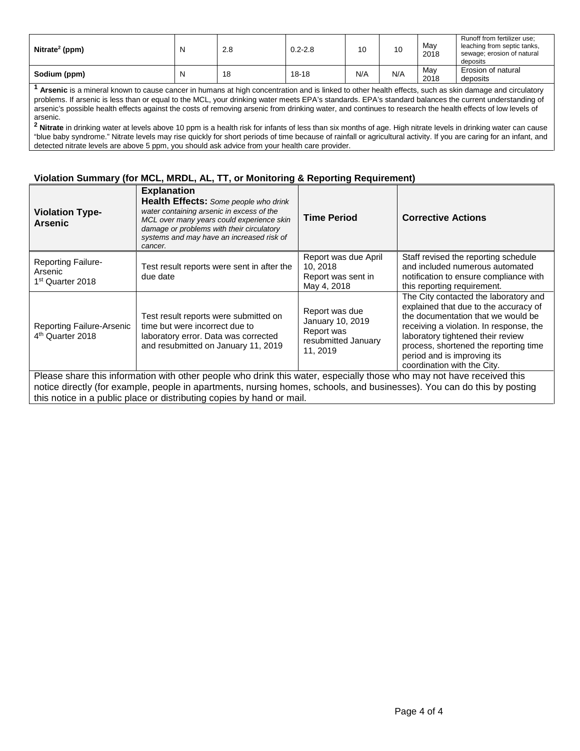| | | | | | | | |
|---|---|---|---|---|---|---|---|
| **Nitrate[2] (ppm)** | N | 2.8 | 0.2-2.8 | 10 | 10 | May 2018 | Runoff from fertilizer use; leaching from septic tanks, sewage; erosion of natural deposits |
| **Sodium (ppm)** | N | 18 | 18-18 | N/A | N/A | May 2018 | Erosion of natural deposits |

[1] **Arsenic** is a mineral known to cause cancer in humans at high concentration and is linked to other health effects, such as skin damage and circulatory problems. If arsenic is less than or equal to the MCL, your drinking water meets EPA's standards. EPA's standard balances the current understanding of arsenic's possible health effects against the costs of removing arsenic from drinking water, and continues to research the health effects of low levels of arsenic.

[2] **Nitrate** in drinking water at levels above 10 ppm is a health risk for infants of less than six months of age. High nitrate levels in drinking water can cause "blue baby syndrome." Nitrate levels may rise quickly for short periods of time because of rainfall or agricultural activity. If you are caring for an infant, and detected nitrate levels are above 5 ppm, you should ask advice from your health care provider.

### Violation Summary (for MCL, MRDL, AL, TT, or Monitoring & Reporting Requirement)

| **Violation Type-Arsenic** | **Explanation** **Health Effects:** *Some people who drink water containing arsenic in excess of the MCL over many years could experience skin damage or problems with their circulatory systems and may have an increased risk of cancer.* | **Time Period** | **Corrective Actions** |
|---|---|---|---|
| Reporting Failure-Arsenic 1st Quarter 2018 | Test result reports were sent in after the due date | Report was due April 10, 2018 Report was sent in May 4, 2018 | Staff revised the reporting schedule and included numerous automated notification to ensure compliance with this reporting requirement. |
| Reporting Failure-Arsenic 4th Quarter 2018 | Test result reports were submitted on time but were incorrect due to laboratory error. Data was corrected and resubmitted on January 11, 2019 | Report was due January 10, 2019 Report was resubmitted January 11, 2019 | The City contacted the laboratory and explained that due to the accuracy of the documentation that we would be receiving a violation. In response, the laboratory tightened their review process, shortened the reporting time period and is improving its coordination with the City. |

Please share this information with other people who drink this water, especially those who may not have received this notice directly (for example, people in apartments, nursing homes, schools, and businesses). You can do this by posting this notice in a public place or distributing copies by hand or mail.